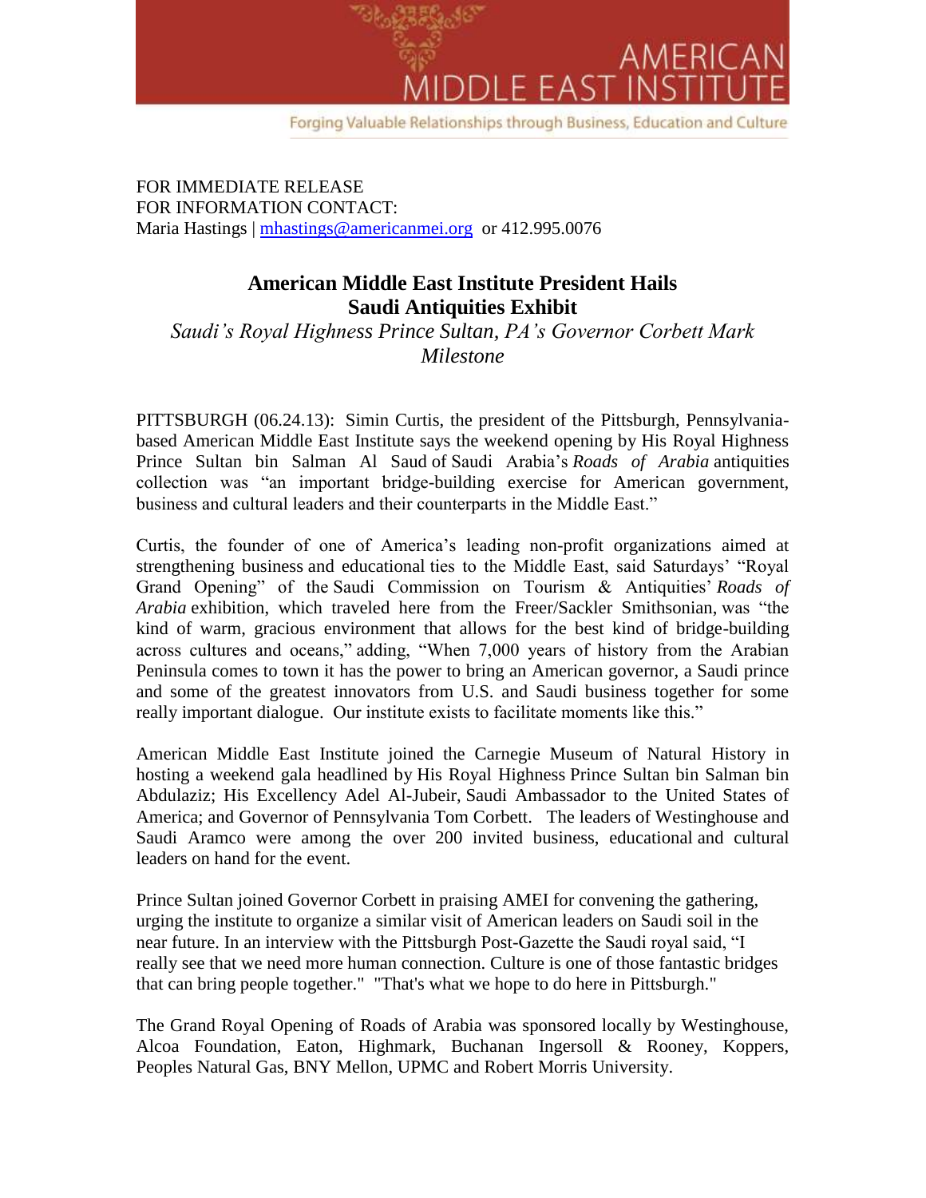AMERICAN MIDDLE EAST INSTITUTE

Forging Valuable Relationships through Business, Education and Culture

FOR IMMEDIATE RELEASE
FOR INFORMATION CONTACT:
Maria Hastings | mhastings@americanmei.org or 412.995.0076

# American Middle East Institute President Hails Saudi Antiquities Exhibit

*Saudi's Royal Highness Prince Sultan, PA's Governor Corbett Mark Milestone*

PITTSBURGH (06.24.13): Simin Curtis, the president of the Pittsburgh, Pennsylvania-based American Middle East Institute says the weekend opening by His Royal Highness Prince Sultan bin Salman Al Saud of Saudi Arabia's *Roads of Arabia* antiquities collection was "an important bridge-building exercise for American government, business and cultural leaders and their counterparts in the Middle East."

Curtis, the founder of one of America's leading non-profit organizations aimed at strengthening business and educational ties to the Middle East, said Saturdays' "Royal Grand Opening" of the Saudi Commission on Tourism & Antiquities' *Roads of Arabia* exhibition, which traveled here from the Freer/Sackler Smithsonian, was "the kind of warm, gracious environment that allows for the best kind of bridge-building across cultures and oceans," adding, "When 7,000 years of history from the Arabian Peninsula comes to town it has the power to bring an American governor, a Saudi prince and some of the greatest innovators from U.S. and Saudi business together for some really important dialogue. Our institute exists to facilitate moments like this."

American Middle East Institute joined the Carnegie Museum of Natural History in hosting a weekend gala headlined by His Royal Highness Prince Sultan bin Salman bin Abdulaziz; His Excellency Adel Al-Jubeir, Saudi Ambassador to the United States of America; and Governor of Pennsylvania Tom Corbett. The leaders of Westinghouse and Saudi Aramco were among the over 200 invited business, educational and cultural leaders on hand for the event.

Prince Sultan joined Governor Corbett in praising AMEI for convening the gathering, urging the institute to organize a similar visit of American leaders on Saudi soil in the near future. In an interview with the Pittsburgh Post-Gazette the Saudi royal said, "I really see that we need more human connection. Culture is one of those fantastic bridges that can bring people together." "That's what we hope to do here in Pittsburgh."

The Grand Royal Opening of Roads of Arabia was sponsored locally by Westinghouse, Alcoa Foundation, Eaton, Highmark, Buchanan Ingersoll & Rooney, Koppers, Peoples Natural Gas, BNY Mellon, UPMC and Robert Morris University.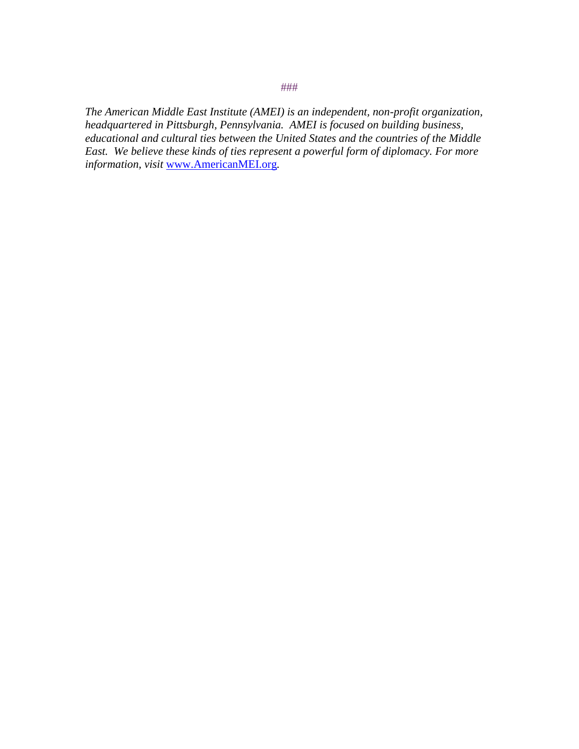###

*The American Middle East Institute (AMEI) is an independent, non-profit organization, headquartered in Pittsburgh, Pennsylvania.  AMEI is focused on building business, educational and cultural ties between the United States and the countries of the Middle East.  We believe these kinds of ties represent a powerful form of diplomacy. For more information, visit* [www.AmericanMEI.org](http://www.AmericanMEI.org)*.*